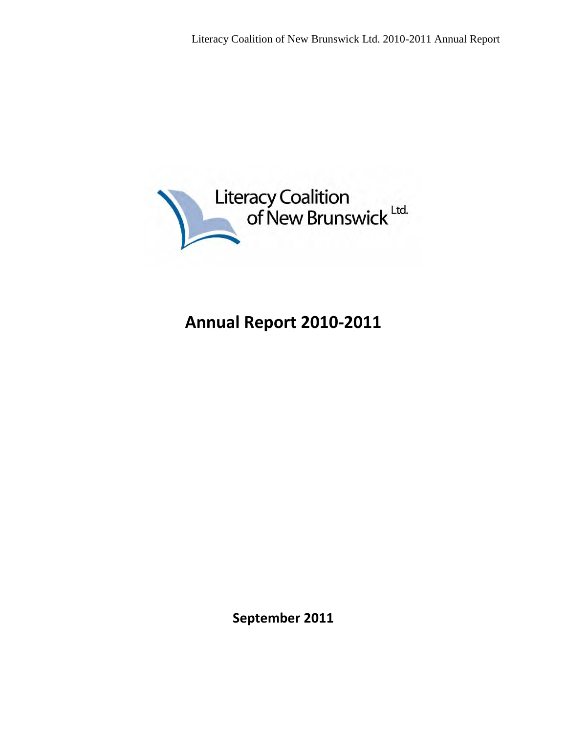Literacy Coalition of New Brunswick Ltd.

# Annual Report 2010-2011

**September 2011**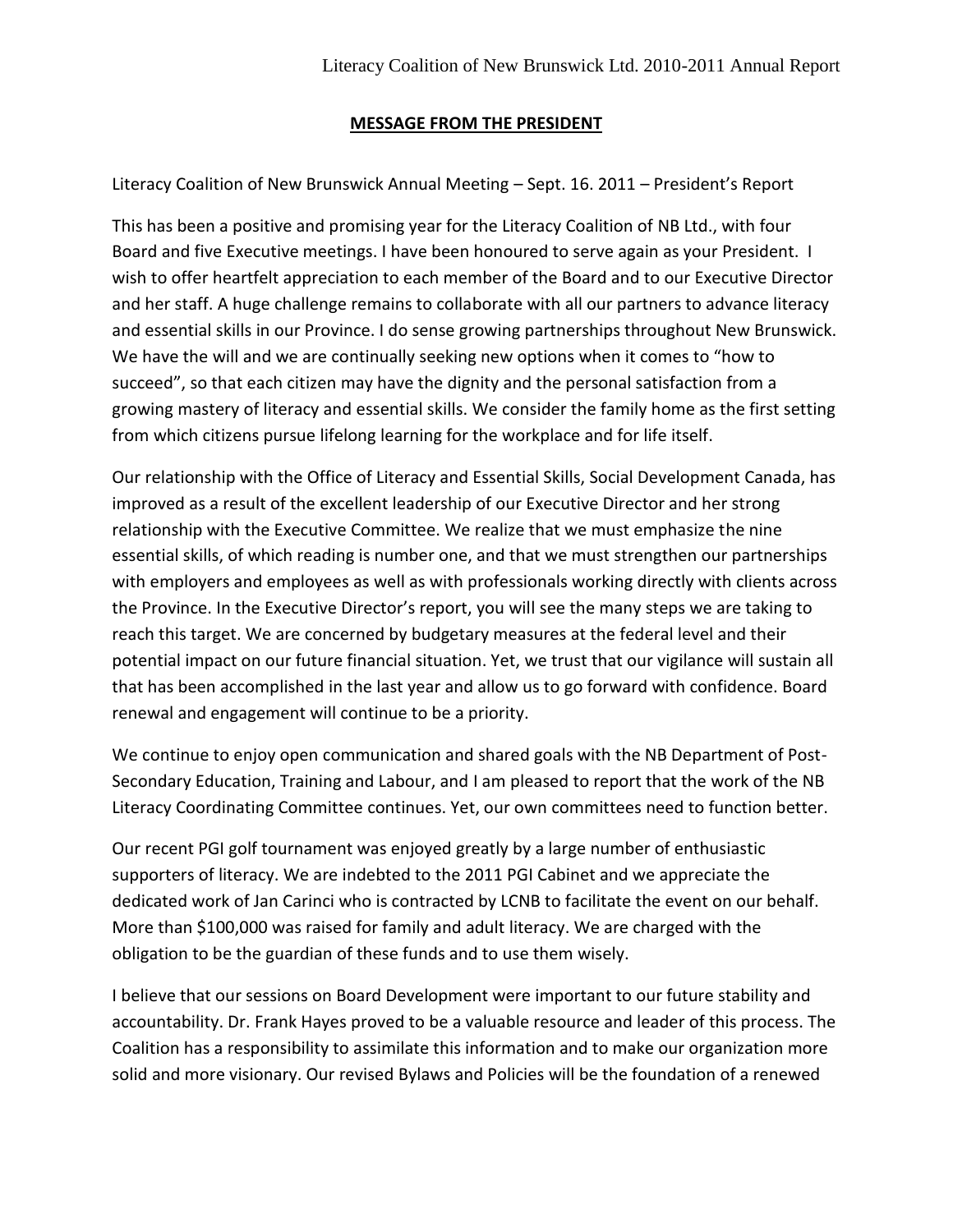## MESSAGE FROM THE PRESIDENT

Literacy Coalition of New Brunswick Annual Meeting – Sept. 16. 2011 – President's Report

This has been a positive and promising year for the Literacy Coalition of NB Ltd., with four Board and five Executive meetings. I have been honoured to serve again as your President. I wish to offer heartfelt appreciation to each member of the Board and to our Executive Director and her staff. A huge challenge remains to collaborate with all our partners to advance literacy and essential skills in our Province. I do sense growing partnerships throughout New Brunswick. We have the will and we are continually seeking new options when it comes to "how to succeed", so that each citizen may have the dignity and the personal satisfaction from a growing mastery of literacy and essential skills. We consider the family home as the first setting from which citizens pursue lifelong learning for the workplace and for life itself.

Our relationship with the Office of Literacy and Essential Skills, Social Development Canada, has improved as a result of the excellent leadership of our Executive Director and her strong relationship with the Executive Committee. We realize that we must emphasize the nine essential skills, of which reading is number one, and that we must strengthen our partnerships with employers and employees as well as with professionals working directly with clients across the Province. In the Executive Director's report, you will see the many steps we are taking to reach this target. We are concerned by budgetary measures at the federal level and their potential impact on our future financial situation. Yet, we trust that our vigilance will sustain all that has been accomplished in the last year and allow us to go forward with confidence. Board renewal and engagement will continue to be a priority.

We continue to enjoy open communication and shared goals with the NB Department of Post-Secondary Education, Training and Labour, and I am pleased to report that the work of the NB Literacy Coordinating Committee continues. Yet, our own committees need to function better.

Our recent PGI golf tournament was enjoyed greatly by a large number of enthusiastic supporters of literacy. We are indebted to the 2011 PGI Cabinet and we appreciate the dedicated work of Jan Carinci who is contracted by LCNB to facilitate the event on our behalf. More than $100,000 was raised for family and adult literacy. We are charged with the obligation to be the guardian of these funds and to use them wisely.

I believe that our sessions on Board Development were important to our future stability and accountability. Dr. Frank Hayes proved to be a valuable resource and leader of this process. The Coalition has a responsibility to assimilate this information and to make our organization more solid and more visionary. Our revised Bylaws and Policies will be the foundation of a renewed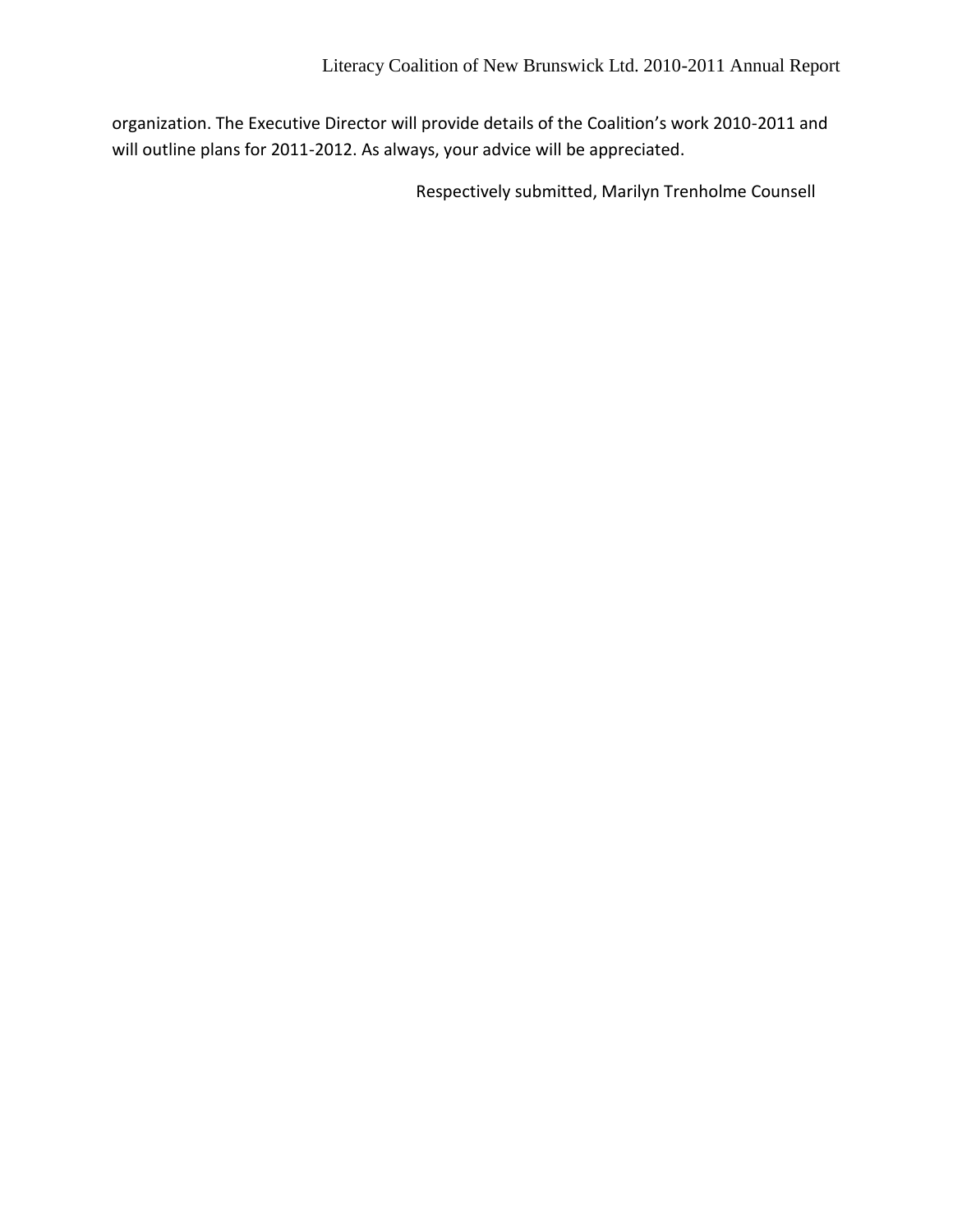organization. The Executive Director will provide details of the Coalition's work 2010-2011 and will outline plans for 2011-2012. As always, your advice will be appreciated.

Respectively submitted, Marilyn Trenholme Counsell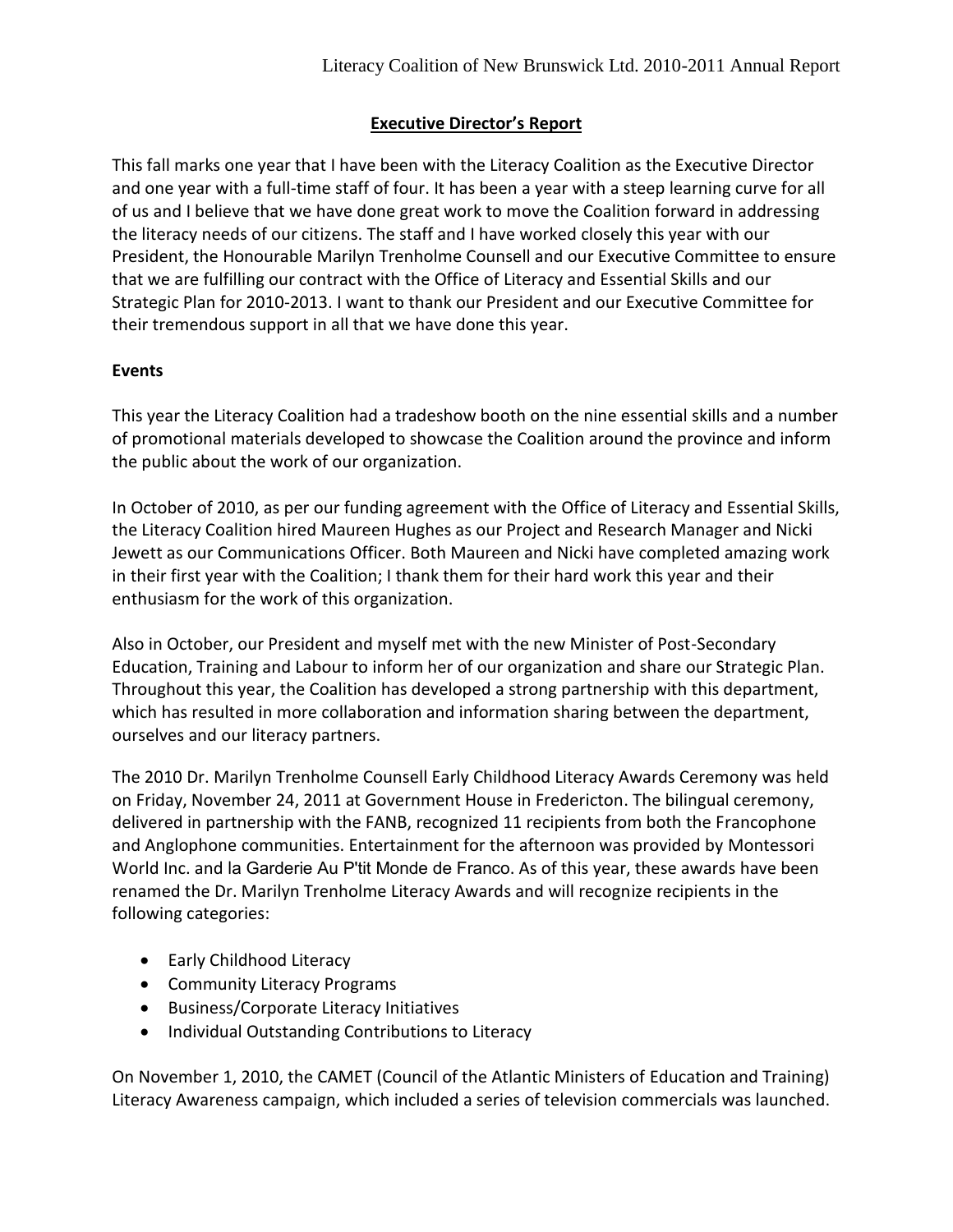## Executive Director's Report

This fall marks one year that I have been with the Literacy Coalition as the Executive Director and one year with a full-time staff of four. It has been a year with a steep learning curve for all of us and I believe that we have done great work to move the Coalition forward in addressing the literacy needs of our citizens. The staff and I have worked closely this year with our President, the Honourable Marilyn Trenholme Counsell and our Executive Committee to ensure that we are fulfilling our contract with the Office of Literacy and Essential Skills and our Strategic Plan for 2010-2013. I want to thank our President and our Executive Committee for their tremendous support in all that we have done this year.

### Events

This year the Literacy Coalition had a tradeshow booth on the nine essential skills and a number of promotional materials developed to showcase the Coalition around the province and inform the public about the work of our organization.

In October of 2010, as per our funding agreement with the Office of Literacy and Essential Skills, the Literacy Coalition hired Maureen Hughes as our Project and Research Manager and Nicki Jewett as our Communications Officer. Both Maureen and Nicki have completed amazing work in their first year with the Coalition; I thank them for their hard work this year and their enthusiasm for the work of this organization.

Also in October, our President and myself met with the new Minister of Post-Secondary Education, Training and Labour to inform her of our organization and share our Strategic Plan. Throughout this year, the Coalition has developed a strong partnership with this department, which has resulted in more collaboration and information sharing between the department, ourselves and our literacy partners.

The 2010 Dr. Marilyn Trenholme Counsell Early Childhood Literacy Awards Ceremony was held on Friday, November 24, 2011 at Government House in Fredericton. The bilingual ceremony, delivered in partnership with the FANB, recognized 11 recipients from both the Francophone and Anglophone communities. Entertainment for the afternoon was provided by Montessori World Inc. and la Garderie Au P'tit Monde de Franco. As of this year, these awards have been renamed the Dr. Marilyn Trenholme Literacy Awards and will recognize recipients in the following categories:

- Early Childhood Literacy
- Community Literacy Programs
- Business/Corporate Literacy Initiatives
- Individual Outstanding Contributions to Literacy

On November 1, 2010, the CAMET (Council of the Atlantic Ministers of Education and Training) Literacy Awareness campaign, which included a series of television commercials was launched.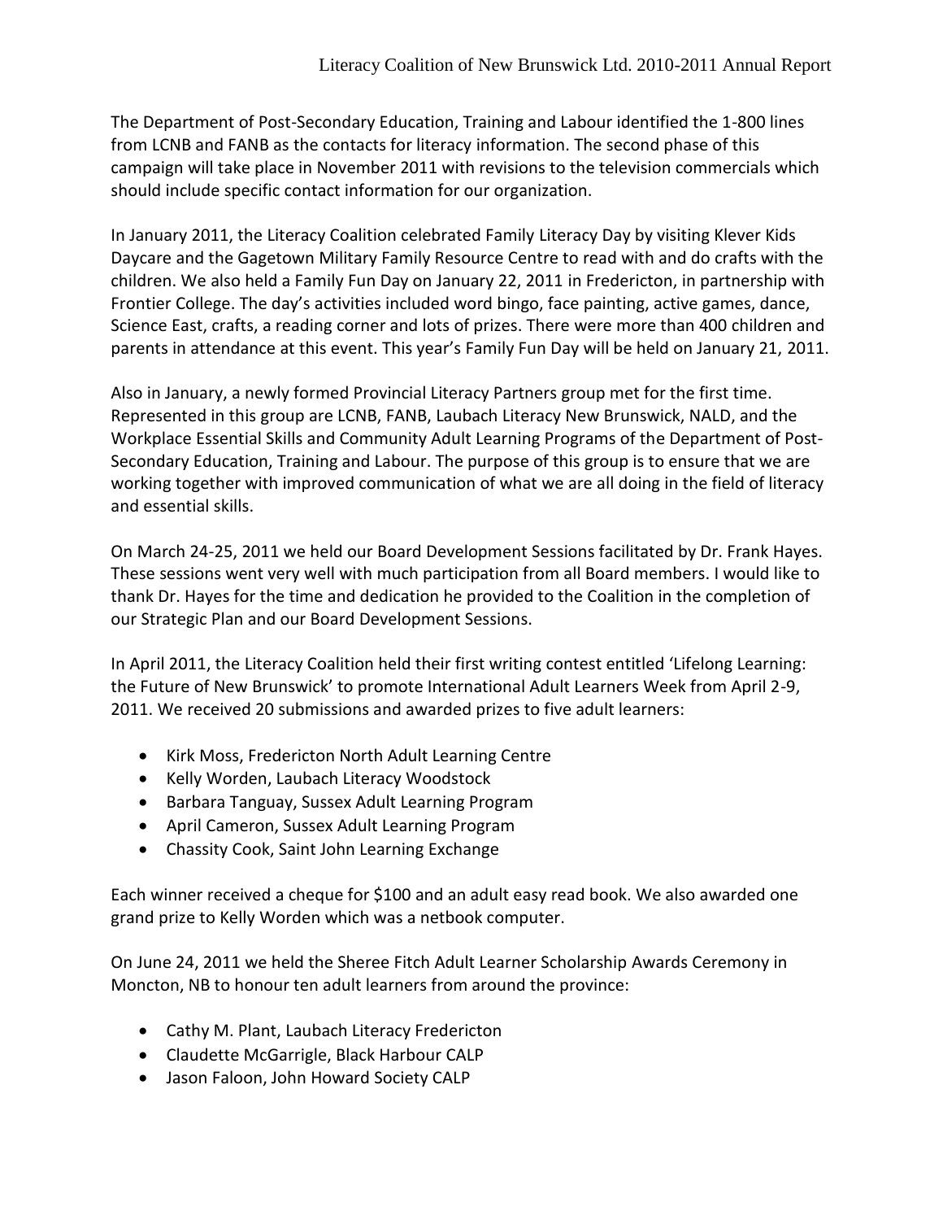The Department of Post-Secondary Education, Training and Labour identified the 1-800 lines from LCNB and FANB as the contacts for literacy information. The second phase of this campaign will take place in November 2011 with revisions to the television commercials which should include specific contact information for our organization.

In January 2011, the Literacy Coalition celebrated Family Literacy Day by visiting Klever Kids Daycare and the Gagetown Military Family Resource Centre to read with and do crafts with the children. We also held a Family Fun Day on January 22, 2011 in Fredericton, in partnership with Frontier College. The day's activities included word bingo, face painting, active games, dance, Science East, crafts, a reading corner and lots of prizes. There were more than 400 children and parents in attendance at this event. This year's Family Fun Day will be held on January 21, 2011.

Also in January, a newly formed Provincial Literacy Partners group met for the first time. Represented in this group are LCNB, FANB, Laubach Literacy New Brunswick, NALD, and the Workplace Essential Skills and Community Adult Learning Programs of the Department of Post-Secondary Education, Training and Labour. The purpose of this group is to ensure that we are working together with improved communication of what we are all doing in the field of literacy and essential skills.

On March 24-25, 2011 we held our Board Development Sessions facilitated by Dr. Frank Hayes. These sessions went very well with much participation from all Board members. I would like to thank Dr. Hayes for the time and dedication he provided to the Coalition in the completion of our Strategic Plan and our Board Development Sessions.

In April 2011, the Literacy Coalition held their first writing contest entitled 'Lifelong Learning: the Future of New Brunswick' to promote International Adult Learners Week from April 2-9, 2011. We received 20 submissions and awarded prizes to five adult learners:

- Kirk Moss, Fredericton North Adult Learning Centre
- Kelly Worden, Laubach Literacy Woodstock
- Barbara Tanguay, Sussex Adult Learning Program
- April Cameron, Sussex Adult Learning Program
- Chassity Cook, Saint John Learning Exchange

Each winner received a cheque for $100 and an adult easy read book. We also awarded one grand prize to Kelly Worden which was a netbook computer.

On June 24, 2011 we held the Sheree Fitch Adult Learner Scholarship Awards Ceremony in Moncton, NB to honour ten adult learners from around the province:

- Cathy M. Plant, Laubach Literacy Fredericton
- Claudette McGarrigle, Black Harbour CALP
- Jason Faloon, John Howard Society CALP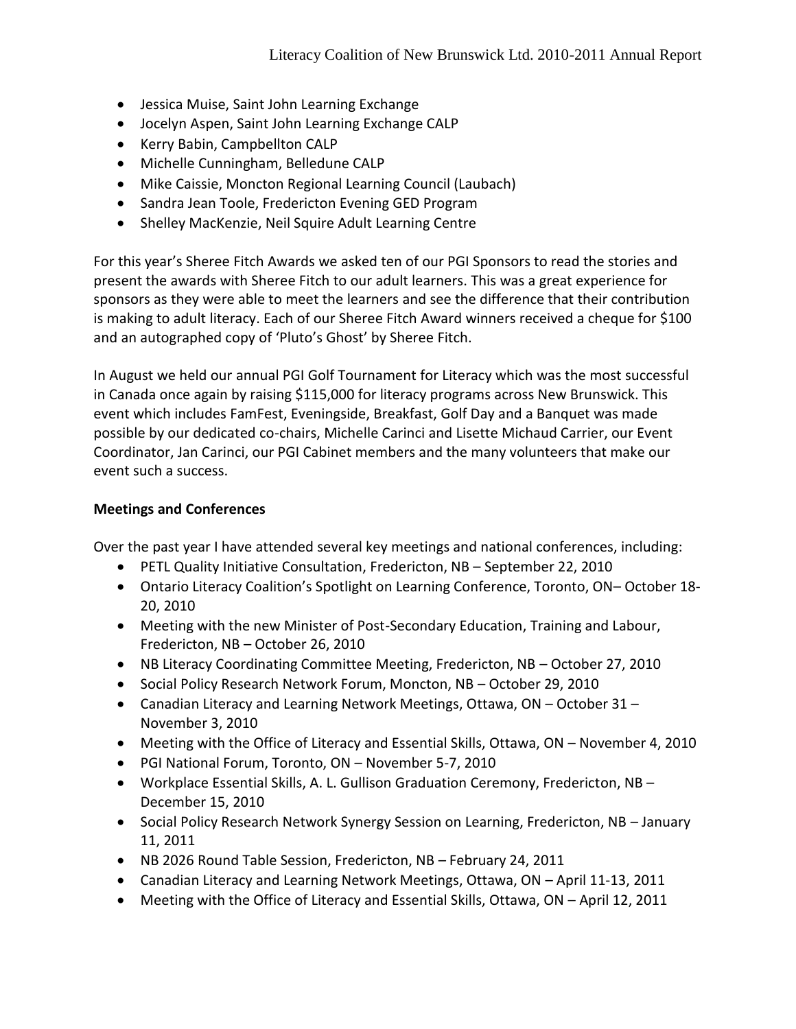- Jessica Muise, Saint John Learning Exchange
- Jocelyn Aspen, Saint John Learning Exchange CALP
- Kerry Babin, Campbellton CALP
- Michelle Cunningham, Belledune CALP
- Mike Caissie, Moncton Regional Learning Council (Laubach)
- Sandra Jean Toole, Fredericton Evening GED Program
- Shelley MacKenzie, Neil Squire Adult Learning Centre

For this year's Sheree Fitch Awards we asked ten of our PGI Sponsors to read the stories and present the awards with Sheree Fitch to our adult learners. This was a great experience for sponsors as they were able to meet the learners and see the difference that their contribution is making to adult literacy. Each of our Sheree Fitch Award winners received a cheque for $100 and an autographed copy of 'Pluto's Ghost' by Sheree Fitch.

In August we held our annual PGI Golf Tournament for Literacy which was the most successful in Canada once again by raising $115,000 for literacy programs across New Brunswick. This event which includes FamFest, Eveningside, Breakfast, Golf Day and a Banquet was made possible by our dedicated co-chairs, Michelle Carinci and Lisette Michaud Carrier, our Event Coordinator, Jan Carinci, our PGI Cabinet members and the many volunteers that make our event such a success.

**Meetings and Conferences**

Over the past year I have attended several key meetings and national conferences, including:

- PETL Quality Initiative Consultation, Fredericton, NB – September 22, 2010
- Ontario Literacy Coalition's Spotlight on Learning Conference, Toronto, ON– October 18-20, 2010
- Meeting with the new Minister of Post-Secondary Education, Training and Labour, Fredericton, NB – October 26, 2010
- NB Literacy Coordinating Committee Meeting, Fredericton, NB – October 27, 2010
- Social Policy Research Network Forum, Moncton, NB – October 29, 2010
- Canadian Literacy and Learning Network Meetings, Ottawa, ON – October 31 – November 3, 2010
- Meeting with the Office of Literacy and Essential Skills, Ottawa, ON – November 4, 2010
- PGI National Forum, Toronto, ON – November 5-7, 2010
- Workplace Essential Skills, A. L. Gullison Graduation Ceremony, Fredericton, NB – December 15, 2010
- Social Policy Research Network Synergy Session on Learning, Fredericton, NB – January 11, 2011
- NB 2026 Round Table Session, Fredericton, NB – February 24, 2011
- Canadian Literacy and Learning Network Meetings, Ottawa, ON – April 11-13, 2011
- Meeting with the Office of Literacy and Essential Skills, Ottawa, ON – April 12, 2011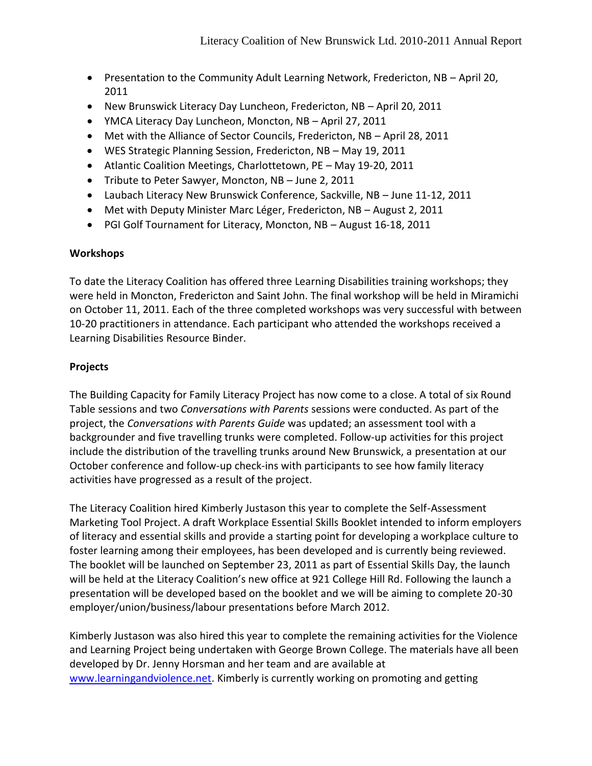- Presentation to the Community Adult Learning Network, Fredericton, NB – April 20, 2011
- New Brunswick Literacy Day Luncheon, Fredericton, NB – April 20, 2011
- YMCA Literacy Day Luncheon, Moncton, NB – April 27, 2011
- Met with the Alliance of Sector Councils, Fredericton, NB – April 28, 2011
- WES Strategic Planning Session, Fredericton, NB – May 19, 2011
- Atlantic Coalition Meetings, Charlottetown, PE – May 19-20, 2011
- Tribute to Peter Sawyer, Moncton, NB – June 2, 2011
- Laubach Literacy New Brunswick Conference, Sackville, NB – June 11-12, 2011
- Met with Deputy Minister Marc Léger, Fredericton, NB – August 2, 2011
- PGI Golf Tournament for Literacy, Moncton, NB – August 16-18, 2011

**Workshops**

To date the Literacy Coalition has offered three Learning Disabilities training workshops; they were held in Moncton, Fredericton and Saint John. The final workshop will be held in Miramichi on October 11, 2011. Each of the three completed workshops was very successful with between 10-20 practitioners in attendance. Each participant who attended the workshops received a Learning Disabilities Resource Binder.

**Projects**

The Building Capacity for Family Literacy Project has now come to a close. A total of six Round Table sessions and two *Conversations with Parents* sessions were conducted. As part of the project, the *Conversations with Parents Guide* was updated; an assessment tool with a backgrounder and five travelling trunks were completed. Follow-up activities for this project include the distribution of the travelling trunks around New Brunswick, a presentation at our October conference and follow-up check-ins with participants to see how family literacy activities have progressed as a result of the project.

The Literacy Coalition hired Kimberly Justason this year to complete the Self-Assessment Marketing Tool Project. A draft Workplace Essential Skills Booklet intended to inform employers of literacy and essential skills and provide a starting point for developing a workplace culture to foster learning among their employees, has been developed and is currently being reviewed. The booklet will be launched on September 23, 2011 as part of Essential Skills Day, the launch will be held at the Literacy Coalition's new office at 921 College Hill Rd. Following the launch a presentation will be developed based on the booklet and we will be aiming to complete 20-30 employer/union/business/labour presentations before March 2012.

Kimberly Justason was also hired this year to complete the remaining activities for the Violence and Learning Project being undertaken with George Brown College. The materials have all been developed by Dr. Jenny Horsman and her team and are available at www.learningandviolence.net. Kimberly is currently working on promoting and getting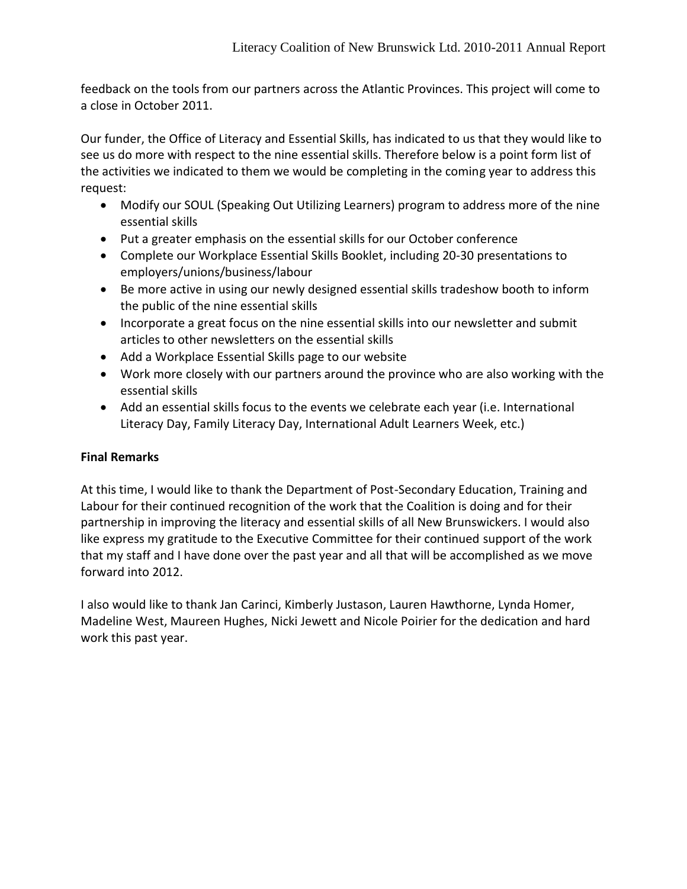feedback on the tools from our partners across the Atlantic Provinces. This project will come to a close in October 2011.

Our funder, the Office of Literacy and Essential Skills, has indicated to us that they would like to see us do more with respect to the nine essential skills. Therefore below is a point form list of the activities we indicated to them we would be completing in the coming year to address this request:

- Modify our SOUL (Speaking Out Utilizing Learners) program to address more of the nine essential skills
- Put a greater emphasis on the essential skills for our October conference
- Complete our Workplace Essential Skills Booklet, including 20-30 presentations to employers/unions/business/labour
- Be more active in using our newly designed essential skills tradeshow booth to inform the public of the nine essential skills
- Incorporate a great focus on the nine essential skills into our newsletter and submit articles to other newsletters on the essential skills
- Add a Workplace Essential Skills page to our website
- Work more closely with our partners around the province who are also working with the essential skills
- Add an essential skills focus to the events we celebrate each year (i.e. International Literacy Day, Family Literacy Day, International Adult Learners Week, etc.)

**Final Remarks**

At this time, I would like to thank the Department of Post-Secondary Education, Training and Labour for their continued recognition of the work that the Coalition is doing and for their partnership in improving the literacy and essential skills of all New Brunswickers. I would also like express my gratitude to the Executive Committee for their continued support of the work that my staff and I have done over the past year and all that will be accomplished as we move forward into 2012.

I also would like to thank Jan Carinci, Kimberly Justason, Lauren Hawthorne, Lynda Homer, Madeline West, Maureen Hughes, Nicki Jewett and Nicole Poirier for the dedication and hard work this past year.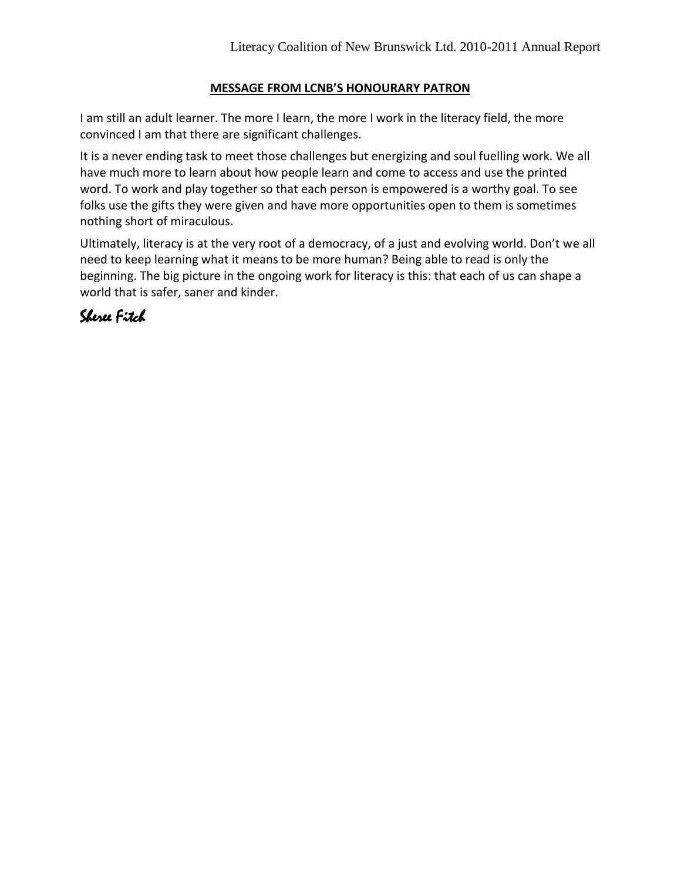## MESSAGE FROM LCNB'S HONOURARY PATRON

I am still an adult learner. The more I learn, the more I work in the literacy field, the more convinced I am that there are significant challenges.

It is a never ending task to meet those challenges but energizing and soul fuelling work. We all have much more to learn about how people learn and come to access and use the printed word. To work and play together so that each person is empowered is a worthy goal. To see folks use the gifts they were given and have more opportunities open to them is sometimes nothing short of miraculous.

Ultimately, literacy is at the very root of a democracy, of a just and evolving world. Don't we all need to keep learning what it means to be more human? Being able to read is only the beginning. The big picture in the ongoing work for literacy is this: that each of us can shape a world that is safer, saner and kinder.

*Sheree Fitch*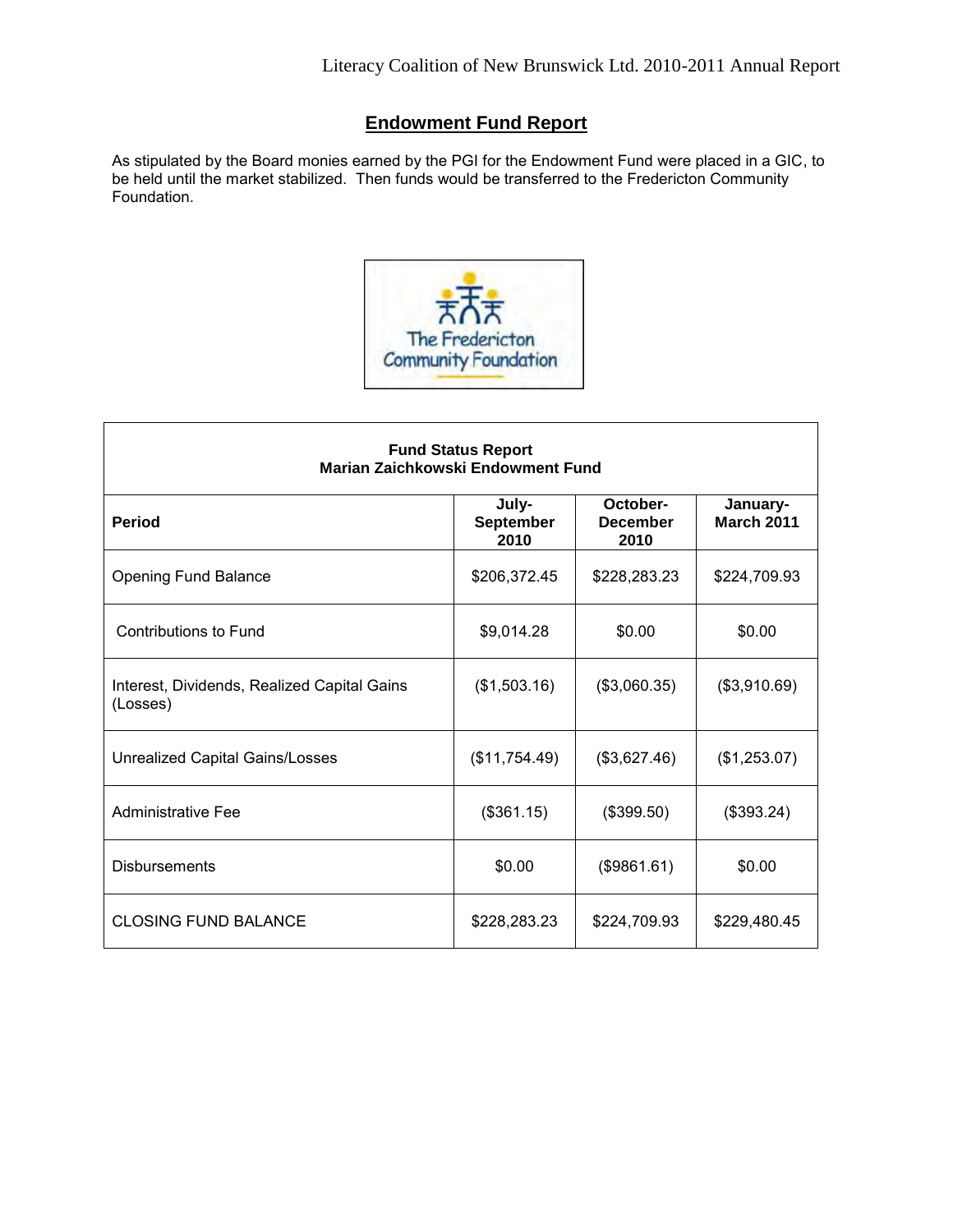## Endowment Fund Report

As stipulated by the Board monies earned by the PGI for the Endowment Fund were placed in a GIC, to be held until the market stabilized. Then funds would be transferred to the Fredericton Community Foundation.

The Fredericton Community Foundation

| **Fund Status Report**<br>**Marian Zaichkowski Endowment Fund** | | | |
|---|---|---|---|
| **Period** | **July-September 2010** | **October-December 2010** | **January-March 2011** |
| Opening Fund Balance | $206,372.45 | $228,283.23 | $224,709.93 |
| Contributions to Fund | $9,014.28 | $0.00 | $0.00 |
| Interest, Dividends, Realized Capital Gains (Losses) | ($1,503.16) | ($3,060.35) | ($3,910.69) |
| Unrealized Capital Gains/Losses | ($11,754.49) | ($3,627.46) | ($1,253.07) |
| Administrative Fee | ($361.15) | ($399.50) | ($393.24) |
| Disbursements | $0.00 | ($9861.61) | $0.00 |
| CLOSING FUND BALANCE | $228,283.23 | $224,709.93 | $229,480.45 |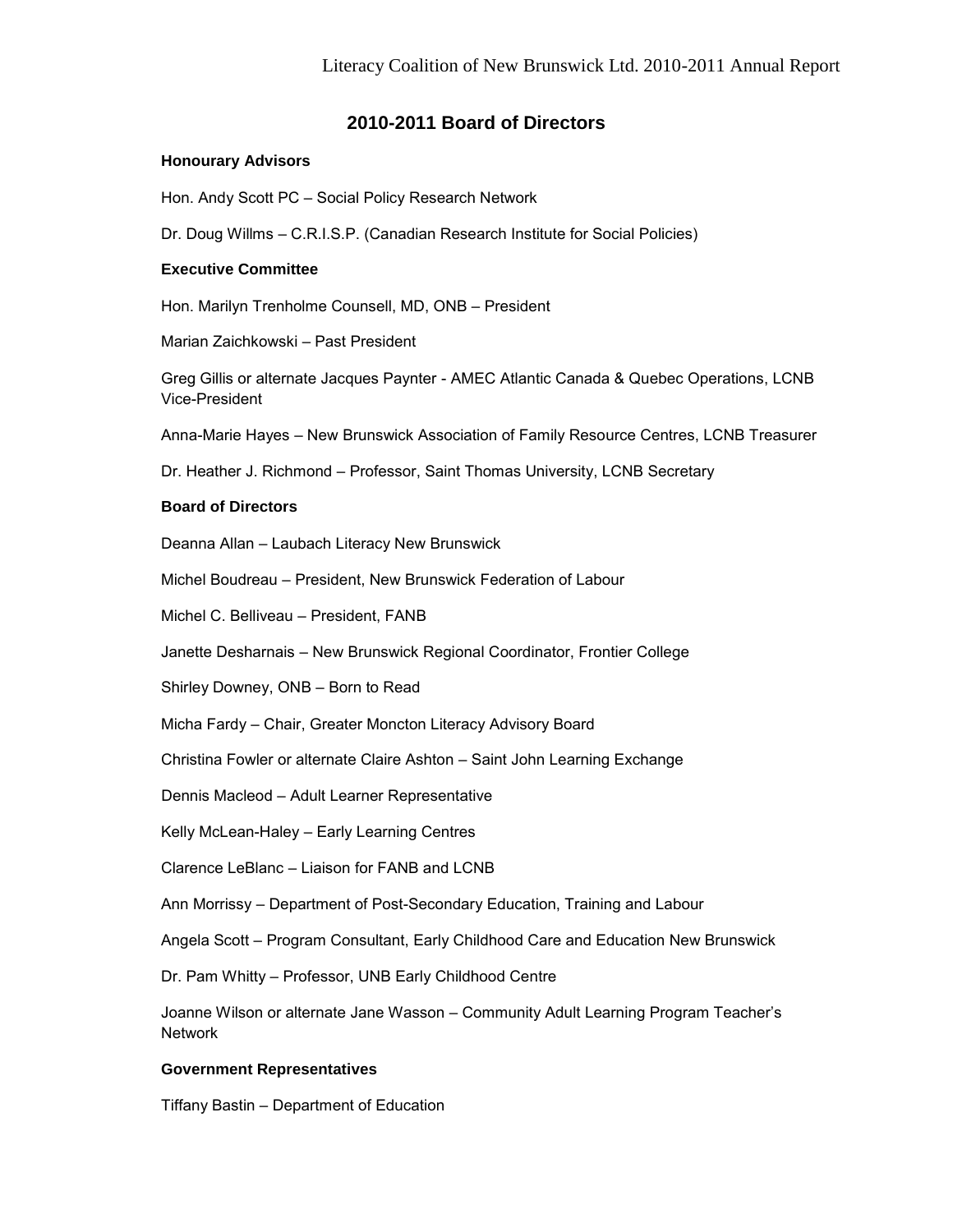## 2010-2011 Board of Directors

**Honourary Advisors**

Hon. Andy Scott PC – Social Policy Research Network

Dr. Doug Willms – C.R.I.S.P. (Canadian Research Institute for Social Policies)

**Executive Committee**

Hon. Marilyn Trenholme Counsell, MD, ONB – President

Marian Zaichkowski – Past President

Greg Gillis or alternate Jacques Paynter - AMEC Atlantic Canada & Quebec Operations, LCNB Vice-President

Anna-Marie Hayes – New Brunswick Association of Family Resource Centres, LCNB Treasurer

Dr. Heather J. Richmond – Professor, Saint Thomas University, LCNB Secretary

**Board of Directors**

Deanna Allan – Laubach Literacy New Brunswick

Michel Boudreau – President, New Brunswick Federation of Labour

Michel C. Belliveau – President, FANB

Janette Desharnais – New Brunswick Regional Coordinator, Frontier College

Shirley Downey, ONB – Born to Read

Micha Fardy – Chair, Greater Moncton Literacy Advisory Board

Christina Fowler or alternate Claire Ashton – Saint John Learning Exchange

Dennis Macleod – Adult Learner Representative

Kelly McLean-Haley – Early Learning Centres

Clarence LeBlanc – Liaison for FANB and LCNB

Ann Morrissy – Department of Post-Secondary Education, Training and Labour

Angela Scott – Program Consultant, Early Childhood Care and Education New Brunswick

Dr. Pam Whitty – Professor, UNB Early Childhood Centre

Joanne Wilson or alternate Jane Wasson – Community Adult Learning Program Teacher's Network

**Government Representatives**

Tiffany Bastin – Department of Education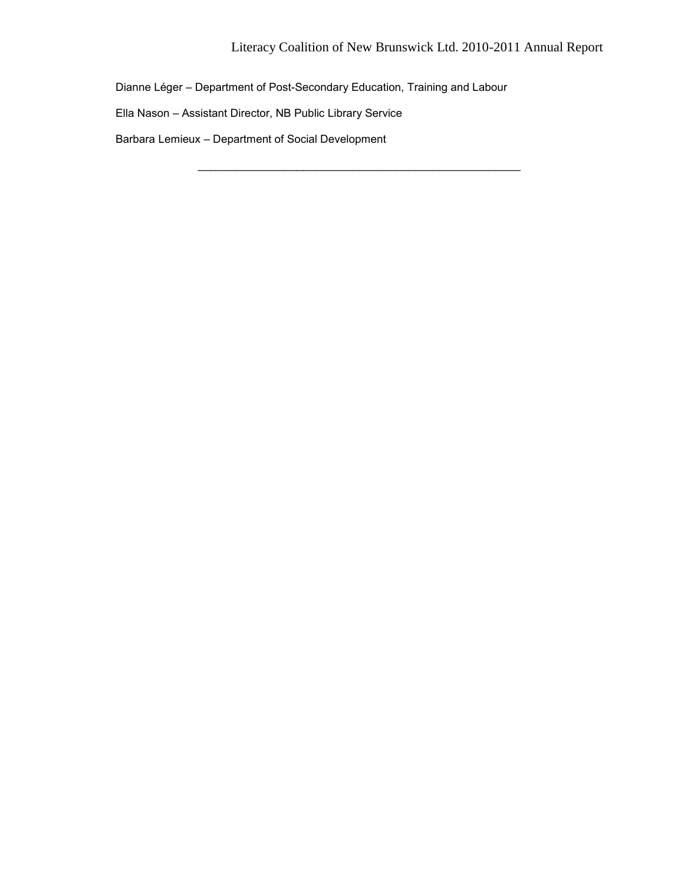Dianne Léger – Department of Post-Secondary Education, Training and Labour

Ella Nason – Assistant Director, NB Public Library Service

Barbara Lemieux – Department of Social Development

---